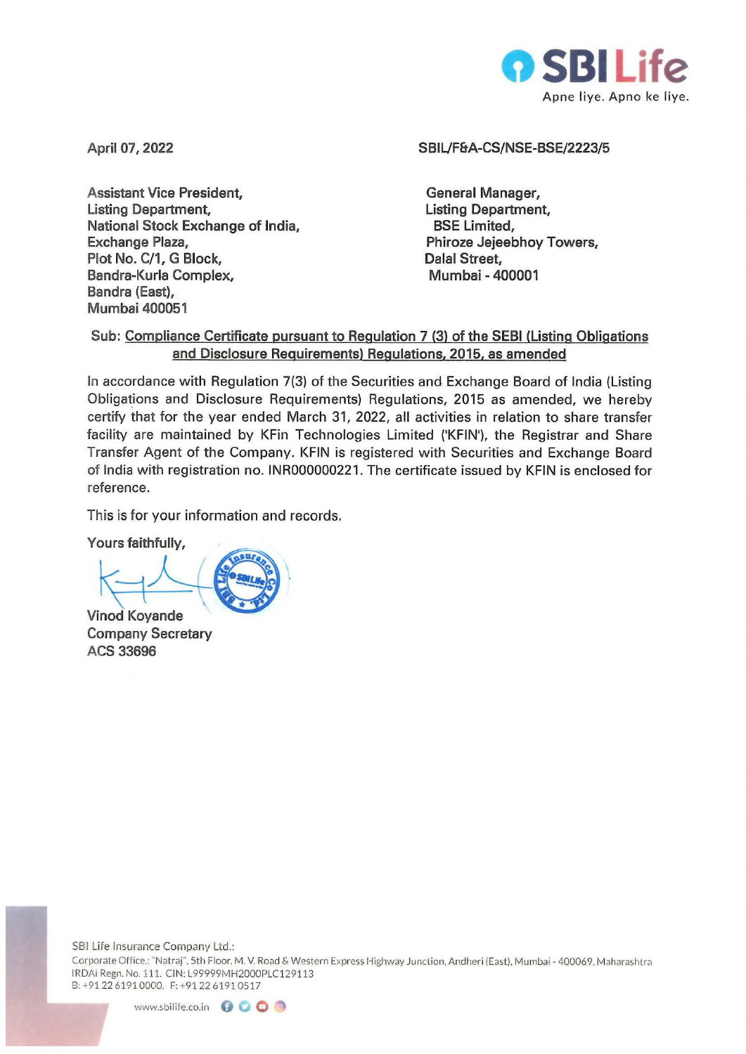April 07, 2022

SBIL/F&A-CS/NSE-BSE/2223/5

Assistant Vice President,
Listing Department,
National Stock Exchange of India,
Exchange Plaza,
Plot No. C/1, G Block,
Bandra-Kurla Complex,
Bandra (East),
Mumbai 400051

General Manager,
Listing Department,
BSE Limited,
Phiroze Jejeebhoy Towers,
Dalal Street,
Mumbai - 400001

Sub: <u>Compliance Certificate pursuant to Regulation 7 (3) of the SEBI (Listing Obligations and Disclosure Requirements) Regulations, 2015, as amended</u>

In accordance with Regulation 7(3) of the Securities and Exchange Board of India (Listing Obligations and Disclosure Requirements) Regulations, 2015 as amended, we hereby certify that for the year ended March 31, 2022, all activities in relation to share transfer facility are maintained by KFin Technologies Limited ('KFIN'), the Registrar and Share Transfer Agent of the Company. KFIN is registered with Securities and Exchange Board of India with registration no. INR000000221. The certificate issued by KFIN is enclosed for reference.

This is for your information and records.

Yours faithfully,

Vinod Koyande
Company Secretary
ACS 33696

SBI Life Insurance Company Ltd.:
Corporate Office.: "Natraj", 5th Floor, M. V. Road & Western Express Highway Junction, Andheri (East), Mumbai - 400069, Maharashtra
IRDAI Regn. No. 111. CIN: L99999MH2000PLC129113
B: +91 22 6191 0000, F: +91 22 6191 0517

www.sbilife.co.in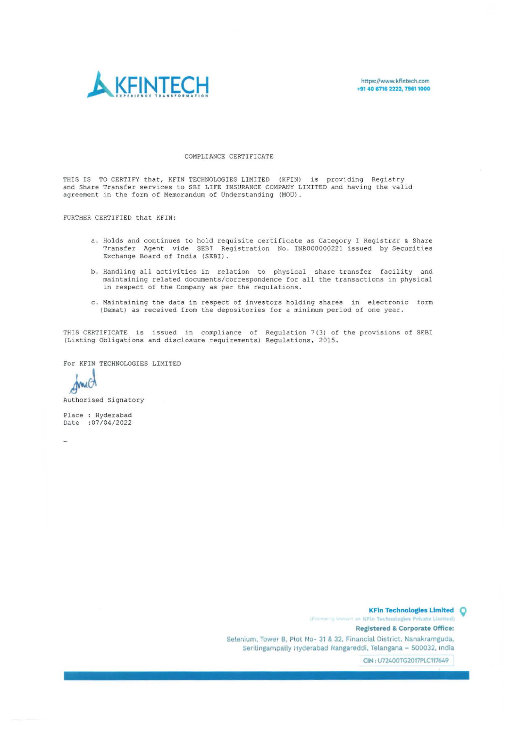KFINTECH
EXPERIENCE TRANSFORMATION

https://www.kfintech.com
+91 40 6716 2222, 7961 1000

# COMPLIANCE CERTIFICATE

THIS IS TO CERTIFY that, KFIN TECHNOLOGIES LIMITED (KFIN) is providing Registry and Share Transfer services to SBI LIFE INSURANCE COMPANY LIMITED and having the valid agreement in the form of Memorandum of Understanding (MOU).

FURTHER CERTIFIED that KFIN:

a. Holds and continues to hold requisite certificate as Category I Registrar & Share Transfer Agent vide SEBI Registration No. INR000000221 issued by Securities Exchange Board of India (SEBI).

b. Handling all activities in relation to physical share transfer facility and maintaining related documents/correspondence for all the transactions in physical in respect of the Company as per the regulations.

c. Maintaining the data in respect of investors holding shares in electronic form (Demat) as received from the depositories for a minimum period of one year.

THIS CERTIFICATE is issued in compliance of Regulation 7(3) of the provisions of SEBI (Listing Obligations and disclosure requirements) Regulations, 2015.

For KFIN TECHNOLOGIES LIMITED

Authorised Signatory

Place : Hyderabad
Date :07/04/2022

**KFin Technologies Limited**
(Formerly known as KFin Technologies Private Limited)

**Registered & Corporate Office:**
Selenium, Tower B, Plot No- 31 & 32, Financial District, Nanakramguda, Serilingampally Hyderabad Rangareddi, Telangana – 500032, India

CIN : U72400TG2017PLC117649